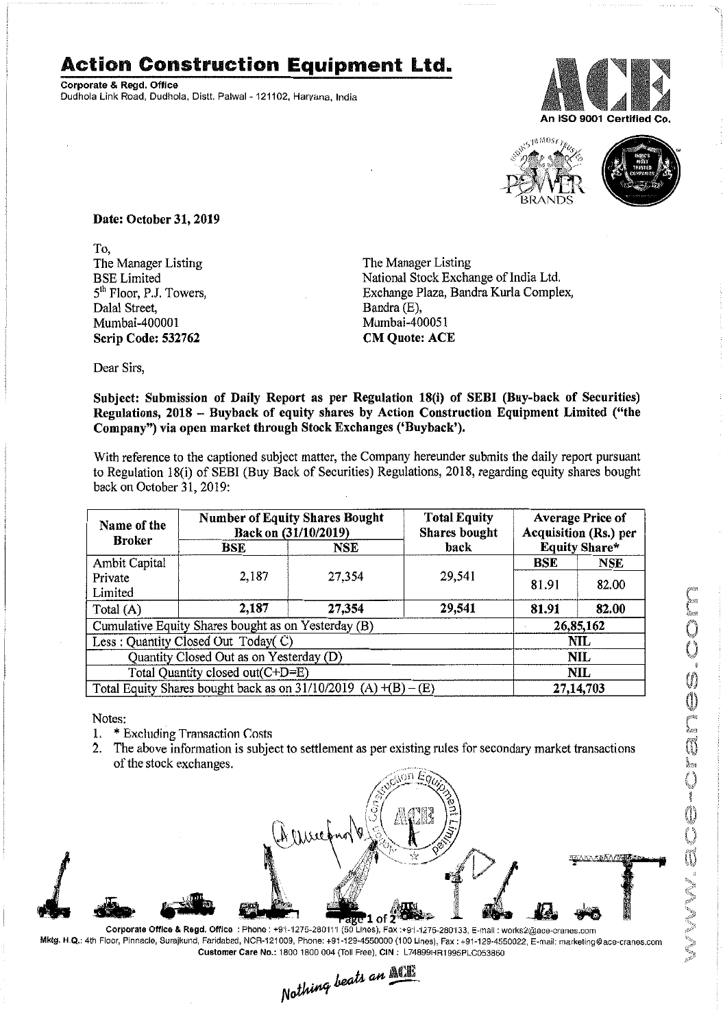# Action Construction Equipment Ltd.

**Corporate & Regd. Office**
Dudhola Link Road, Dudhola, Distt. Palwal - 121102, Haryana, India

An ISO 9001 Certified Co.

**Date: October 31, 2019**

To,
The Manager Listing
BSE Limited
5th Floor, P.J. Towers,
Dalal Street,
Mumbai-400001
**Scrip Code: 532762**

The Manager Listing
National Stock Exchange of India Ltd.
Exchange Plaza, Bandra Kurla Complex,
Bandra (E),
Mumbai-400051
**CM Quote: ACE**

Dear Sirs,

**Subject: Submission of Daily Report as per Regulation 18(i) of SEBI (Buy-back of Securities) Regulations, 2018 – Buyback of equity shares by Action Construction Equipment Limited ("the Company") via open market through Stock Exchanges ('Buyback').**

With reference to the captioned subject matter, the Company hereunder submits the daily report pursuant to Regulation 18(i) of SEBI (Buy Back of Securities) Regulations, 2018, regarding equity shares bought back on October 31, 2019:

| Name of the Broker | Number of Equity Shares Bought Back on (31/10/2019) | | Total Equity Shares bought back | Average Price of Acquisition (Rs.) per Equity Share* | |
|---|---|---|---|---|---|
| | **BSE** | **NSE** | | **BSE** | **NSE** |
| Ambit Capital Private Limited | 2,187 | 27,354 | 29,541 | 81.91 | 82.00 |
| Total (A) | **2,187** | **27,354** | **29,541** | **81.91** | **82.00** |
| Cumulative Equity Shares bought as on Yesterday (B) | | | | **26,85,162** | |
| Less : Quantity Closed Out Today( C) | | | | **NIL** | |
| Quantity Closed Out as on Yesterday (D) | | | | **NIL** | |
| Total Quantity closed out(C+D=E) | | | | **NIL** | |
| Total Equity Shares bought back as on 31/10/2019 (A) +(B) – (E) | | | | **27,14,703** | |

Notes:

1. * Excluding Transaction Costs
2. The above information is subject to settlement as per existing rules for secondary market transactions of the stock exchanges.

**Corporate Office & Regd. Office** : Phone : +91-1275-280111 (50 Lines), Fax :+91-1275-280133, E-mail : works2@ace-cranes.com
**Mktg. H.Q.**: 4th Floor, Pinnacle, Surajkund, Faridabad, NCR-121009, Phone: +91-129-4550000 (100 Lines), Fax : +91-129-4550022, E-mail: marketing@ace-cranes.com
**Customer Care No.**: 1800 1800 004 (Toll Free), **CIN** : L74899HR1995PLC053860

*Nothing beats an ACE*

www.ace-cranes.com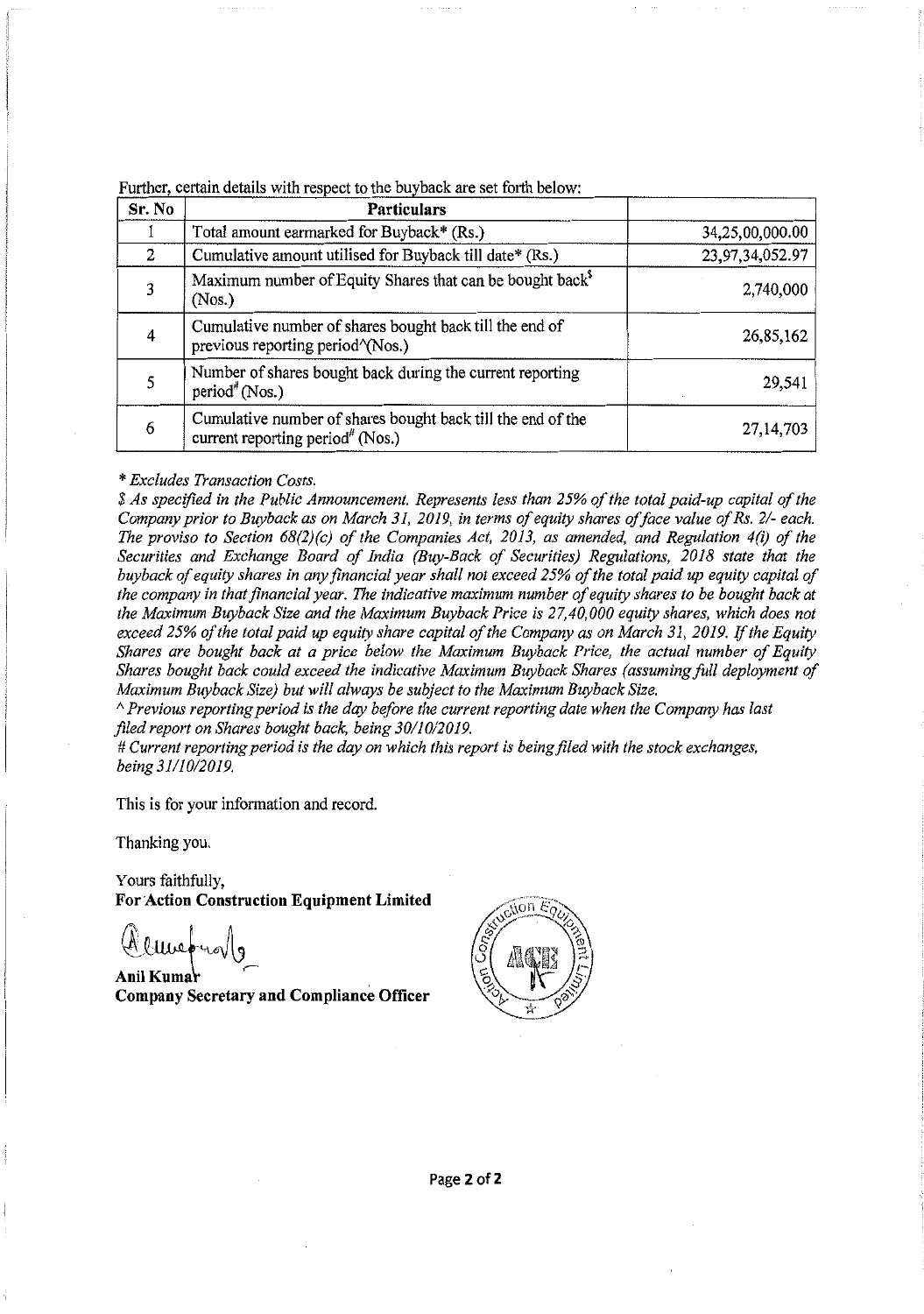Further, certain details with respect to the buyback are set forth below:

| Sr. No | Particulars | |
|---|---|---|
| 1 | Total amount earmarked for Buyback* (Rs.) | 34,25,00,000.00 |
| 2 | Cumulative amount utilised for Buyback till date* (Rs.) | 23,97,34,052.97 |
| 3 | Maximum number of Equity Shares that can be bought back$ (Nos.) | 2,740,000 |
| 4 | Cumulative number of shares bought back till the end of previous reporting period^(Nos.) | 26,85,162 |
| 5 | Number of shares bought back during the current reporting period# (Nos.) | 29,541 |
| 6 | Cumulative number of shares bought back till the end of the current reporting period# (Nos.) | 27,14,703 |

*\* Excludes Transaction Costs.*

*$ As specified in the Public Announcement. Represents less than 25% of the total paid-up capital of the Company prior to Buyback as on March 31, 2019, in terms of equity shares of face value of Rs. 2/- each. The proviso to Section 68(2)(c) of the Companies Act, 2013, as amended, and Regulation 4(i) of the Securities and Exchange Board of India (Buy-Back of Securities) Regulations, 2018 state that the buyback of equity shares in any financial year shall not exceed 25% of the total paid up equity capital of the company in that financial year. The indicative maximum number of equity shares to be bought back at the Maximum Buyback Size and the Maximum Buyback Price is 27,40,000 equity shares, which does not exceed 25% of the total paid up equity share capital of the Company as on March 31, 2019. If the Equity Shares are bought back at a price below the Maximum Buyback Price, the actual number of Equity Shares bought back could exceed the indicative Maximum Buyback Shares (assuming full deployment of Maximum Buyback Size) but will always be subject to the Maximum Buyback Size.*

*^ Previous reporting period is the day before the current reporting date when the Company has last filed report on Shares bought back, being 30/10/2019.*

*# Current reporting period is the day on which this report is being filed with the stock exchanges, being 31/10/2019.*

This is for your information and record.

Thanking you.

Yours faithfully,
**For Action Construction Equipment Limited**

**Anil Kumar**
**Company Secretary and Compliance Officer**